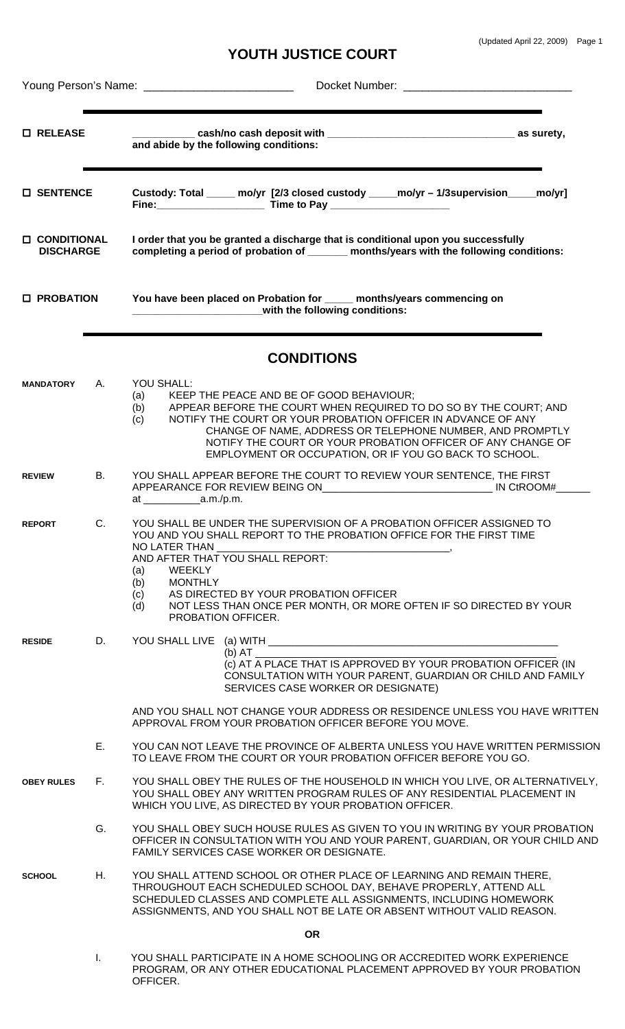# YOUTH JUSTICE COURT

Young Person's Name: ________________________ Docket Number: ___________________________

---

**☐ RELEASE** — **__________ cash/no cash deposit with ________________________________ as surety, and abide by the following conditions:**

---

**☐ SENTENCE** — **Custody: Total _____ mo/yr [2/3 closed custody _____mo/yr – 1/3supervision_____mo/yr]**
**Fine:___________________ Time to Pay ____________________**

**☐ CONDITIONAL DISCHARGE** — **I order that you be granted a discharge that is conditional upon you successfully completing a period of probation of _______ months/years with the following conditions:**

**☐ PROBATION** — **You have been placed on Probation for _____ months/years commencing on ______________________with the following conditions:**

---

## CONDITIONS

**MANDATORY** A. YOU SHALL:
- (a) KEEP THE PEACE AND BE OF GOOD BEHAVIOUR;
- (b) APPEAR BEFORE THE COURT WHEN REQUIRED TO DO SO BY THE COURT; AND
- (c) NOTIFY THE COURT OR YOUR PROBATION OFFICER IN ADVANCE OF ANY CHANGE OF NAME, ADDRESS OR TELEPHONE NUMBER, AND PROMPTLY NOTIFY THE COURT OR YOUR PROBATION OFFICER OF ANY CHANGE OF EMPLOYMENT OR OCCUPATION, OR IF YOU GO BACK TO SCHOOL.

**REVIEW** B. YOU SHALL APPEAR BEFORE THE COURT TO REVIEW YOUR SENTENCE, THE FIRST APPEARANCE FOR REVIEW BEING ON_____________________________ IN CtROOM#_____ at __________a.m./p.m.

**REPORT** C. YOU SHALL BE UNDER THE SUPERVISION OF A PROBATION OFFICER ASSIGNED TO YOU AND YOU SHALL REPORT TO THE PROBATION OFFICE FOR THE FIRST TIME NO LATER THAN ______________________________________,
AND AFTER THAT YOU SHALL REPORT:
- (a) WEEKLY
- (b) MONTHLY
- (c) AS DIRECTED BY YOUR PROBATION OFFICER
- (d) NOT LESS THAN ONCE PER MONTH, OR MORE OFTEN IF SO DIRECTED BY YOUR PROBATION OFFICER.

**RESIDE** D. YOU SHALL LIVE
- (a) WITH ____________________________________________________
- (b) AT ______________________________________________________
- (c) AT A PLACE THAT IS APPROVED BY YOUR PROBATION OFFICER (IN CONSULTATION WITH YOUR PARENT, GUARDIAN OR CHILD AND FAMILY SERVICES CASE WORKER OR DESIGNATE)

AND YOU SHALL NOT CHANGE YOUR ADDRESS OR RESIDENCE UNLESS YOU HAVE WRITTEN APPROVAL FROM YOUR PROBATION OFFICER BEFORE YOU MOVE.

E. YOU CAN NOT LEAVE THE PROVINCE OF ALBERTA UNLESS YOU HAVE WRITTEN PERMISSION TO LEAVE FROM THE COURT OR YOUR PROBATION OFFICER BEFORE YOU GO.

**OBEY RULES** F. YOU SHALL OBEY THE RULES OF THE HOUSEHOLD IN WHICH YOU LIVE, OR ALTERNATIVELY, YOU SHALL OBEY ANY WRITTEN PROGRAM RULES OF ANY RESIDENTIAL PLACEMENT IN WHICH YOU LIVE, AS DIRECTED BY YOUR PROBATION OFFICER.

G. YOU SHALL OBEY SUCH HOUSE RULES AS GIVEN TO YOU IN WRITING BY YOUR PROBATION OFFICER IN CONSULTATION WITH YOU AND YOUR PARENT, GUARDIAN, OR YOUR CHILD AND FAMILY SERVICES CASE WORKER OR DESIGNATE.

**SCHOOL** H. YOU SHALL ATTEND SCHOOL OR OTHER PLACE OF LEARNING AND REMAIN THERE, THROUGHOUT EACH SCHEDULED SCHOOL DAY, BEHAVE PROPERLY, ATTEND ALL SCHEDULED CLASSES AND COMPLETE ALL ASSIGNMENTS, INCLUDING HOMEWORK ASSIGNMENTS, AND YOU SHALL NOT BE LATE OR ABSENT WITHOUT VALID REASON.

**OR**

I. YOU SHALL PARTICIPATE IN A HOME SCHOOLING OR ACCREDITED WORK EXPERIENCE PROGRAM, OR ANY OTHER EDUCATIONAL PLACEMENT APPROVED BY YOUR PROBATION OFFICER.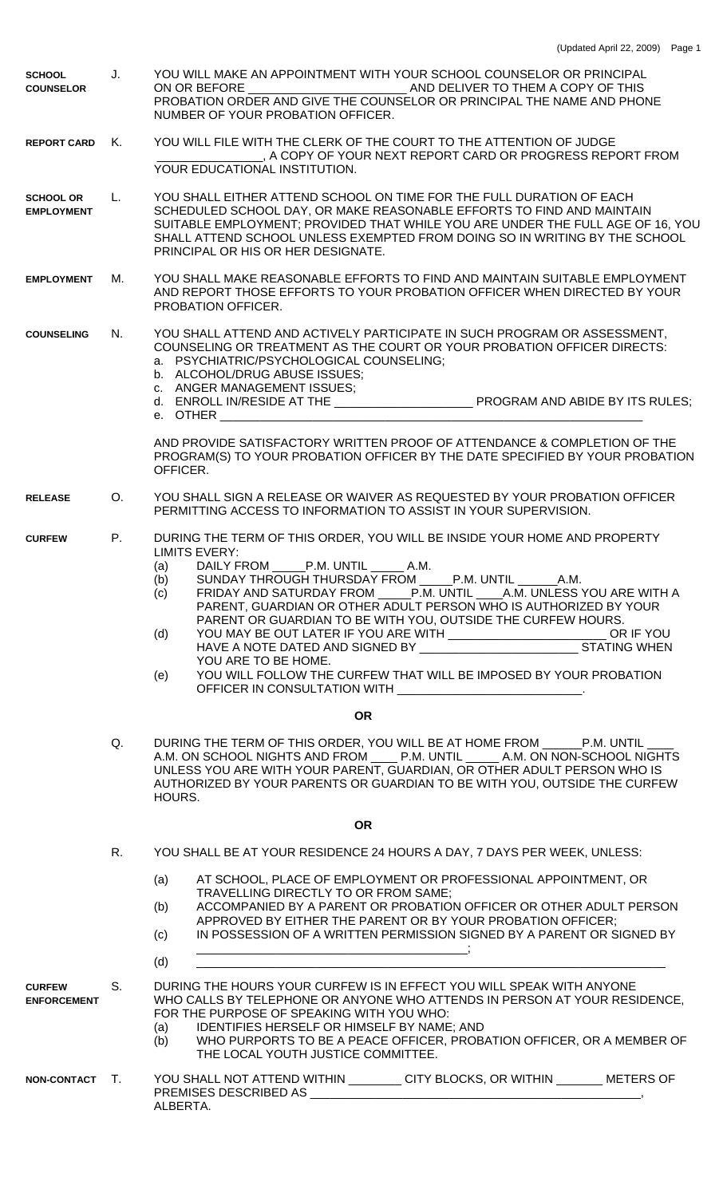**SCHOOL COUNSELOR** J. YOU WILL MAKE AN APPOINTMENT WITH YOUR SCHOOL COUNSELOR OR PRINCIPAL ON OR BEFORE ______________________ AND DELIVER TO THEM A COPY OF THIS PROBATION ORDER AND GIVE THE COUNSELOR OR PRINCIPAL THE NAME AND PHONE NUMBER OF YOUR PROBATION OFFICER.

**REPORT CARD** K. YOU WILL FILE WITH THE CLERK OF THE COURT TO THE ATTENTION OF JUDGE _______________, A COPY OF YOUR NEXT REPORT CARD OR PROGRESS REPORT FROM YOUR EDUCATIONAL INSTITUTION.

**SCHOOL OR EMPLOYMENT** L. YOU SHALL EITHER ATTEND SCHOOL ON TIME FOR THE FULL DURATION OF EACH SCHEDULED SCHOOL DAY, OR MAKE REASONABLE EFFORTS TO FIND AND MAINTAIN SUITABLE EMPLOYMENT; PROVIDED THAT WHILE YOU ARE UNDER THE FULL AGE OF 16, YOU SHALL ATTEND SCHOOL UNLESS EXEMPTED FROM DOING SO IN WRITING BY THE SCHOOL PRINCIPAL OR HIS OR HER DESIGNATE.

**EMPLOYMENT** M. YOU SHALL MAKE REASONABLE EFFORTS TO FIND AND MAINTAIN SUITABLE EMPLOYMENT AND REPORT THOSE EFFORTS TO YOUR PROBATION OFFICER WHEN DIRECTED BY YOUR PROBATION OFFICER.

**COUNSELING** N. YOU SHALL ATTEND AND ACTIVELY PARTICIPATE IN SUCH PROGRAM OR ASSESSMENT, COUNSELING OR TREATMENT AS THE COURT OR YOUR PROBATION OFFICER DIRECTS:

a. PSYCHIATRIC/PSYCHOLOGICAL COUNSELING;
b. ALCOHOL/DRUG ABUSE ISSUES;
c. ANGER MANAGEMENT ISSUES;
d. ENROLL IN/RESIDE AT THE ____________________ PROGRAM AND ABIDE BY ITS RULES;
e. OTHER ____________________________________________________________

AND PROVIDE SATISFACTORY WRITTEN PROOF OF ATTENDANCE & COMPLETION OF THE PROGRAM(S) TO YOUR PROBATION OFFICER BY THE DATE SPECIFIED BY YOUR PROBATION OFFICER.

**RELEASE** O. YOU SHALL SIGN A RELEASE OR WAIVER AS REQUESTED BY YOUR PROBATION OFFICER PERMITTING ACCESS TO INFORMATION TO ASSIST IN YOUR SUPERVISION.

**CURFEW** P. DURING THE TERM OF THIS ORDER, YOU WILL BE INSIDE YOUR HOME AND PROPERTY LIMITS EVERY:

(a) DAILY FROM _____P.M. UNTIL _____ A.M.
(b) SUNDAY THROUGH THURSDAY FROM _____P.M. UNTIL ______A.M.
(c) FRIDAY AND SATURDAY FROM _____P.M. UNTIL ____A.M. UNLESS YOU ARE WITH A PARENT, GUARDIAN OR OTHER ADULT PERSON WHO IS AUTHORIZED BY YOUR PARENT OR GUARDIAN TO BE WITH YOU, OUTSIDE THE CURFEW HOURS.
(d) YOU MAY BE OUT LATER IF YOU ARE WITH _______________________ OR IF YOU HAVE A NOTE DATED AND SIGNED BY _______________________ STATING WHEN YOU ARE TO BE HOME.
(e) YOU WILL FOLLOW THE CURFEW THAT WILL BE IMPOSED BY YOUR PROBATION OFFICER IN CONSULTATION WITH ___________________________.

**OR**

Q. DURING THE TERM OF THIS ORDER, YOU WILL BE AT HOME FROM ______P.M. UNTIL ____ A.M. ON SCHOOL NIGHTS AND FROM ____ P.M. UNTIL _____ A.M. ON NON-SCHOOL NIGHTS UNLESS YOU ARE WITH YOUR PARENT, GUARDIAN, OR OTHER ADULT PERSON WHO IS AUTHORIZED BY YOUR PARENTS OR GUARDIAN TO BE WITH YOU, OUTSIDE THE CURFEW HOURS.

**OR**

R. YOU SHALL BE AT YOUR RESIDENCE 24 HOURS A DAY, 7 DAYS PER WEEK, UNLESS:

(a) AT SCHOOL, PLACE OF EMPLOYMENT OR PROFESSIONAL APPOINTMENT, OR TRAVELLING DIRECTLY TO OR FROM SAME;
(b) ACCOMPANIED BY A PARENT OR PROBATION OFFICER OR OTHER ADULT PERSON APPROVED BY EITHER THE PARENT OR BY YOUR PROBATION OFFICER;
(c) IN POSSESSION OF A WRITTEN PERMISSION SIGNED BY A PARENT OR SIGNED BY ________________________________________;
(d) ____________________________________________________________________

**CURFEW ENFORCEMENT** S. DURING THE HOURS YOUR CURFEW IS IN EFFECT YOU WILL SPEAK WITH ANYONE WHO CALLS BY TELEPHONE OR ANYONE WHO ATTENDS IN PERSON AT YOUR RESIDENCE, FOR THE PURPOSE OF SPEAKING WITH YOU WHO:

(a) IDENTIFIES HERSELF OR HIMSELF BY NAME; AND
(b) WHO PURPORTS TO BE A PEACE OFFICER, PROBATION OFFICER, OR A MEMBER OF THE LOCAL YOUTH JUSTICE COMMITTEE.

**NON-CONTACT** T. YOU SHALL NOT ATTEND WITHIN ________ CITY BLOCKS, OR WITHIN _______ METERS OF PREMISES DESCRIBED AS __________________________________________________, ALBERTA.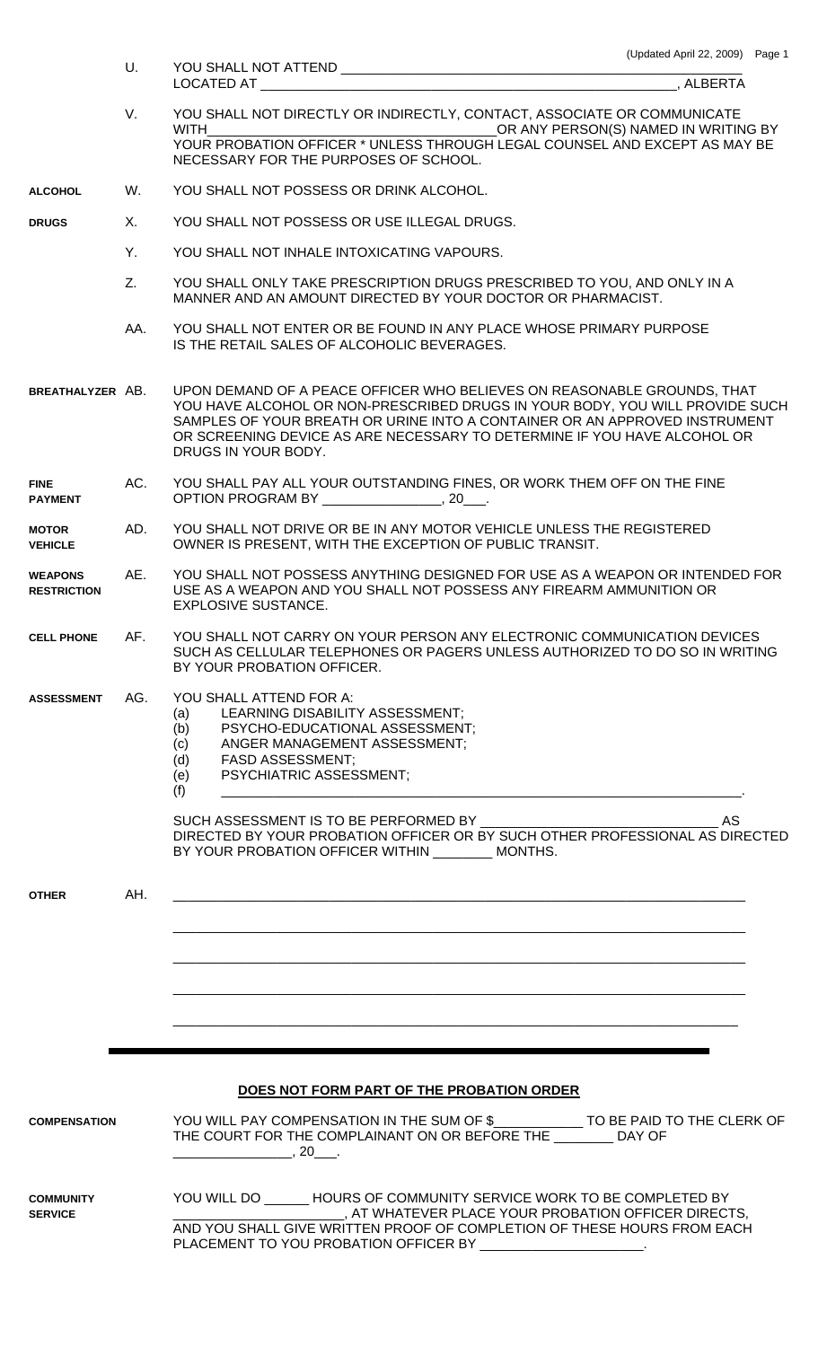(Updated April 22, 2009)

U. YOU SHALL NOT ATTEND ____________________________________________________
LOCATED AT ____________________________________________________, ALBERTA

V. YOU SHALL NOT DIRECTLY OR INDIRECTLY, CONTACT, ASSOCIATE OR COMMUNICATE WITH________________________________OR ANY PERSON(S) NAMED IN WRITING BY YOUR PROBATION OFFICER * UNLESS THROUGH LEGAL COUNSEL AND EXCEPT AS MAY BE NECESSARY FOR THE PURPOSES OF SCHOOL.

**ALCOHOL** W. YOU SHALL NOT POSSESS OR DRINK ALCOHOL.

**DRUGS** X. YOU SHALL NOT POSSESS OR USE ILLEGAL DRUGS.

Y. YOU SHALL NOT INHALE INTOXICATING VAPOURS.

Z. YOU SHALL ONLY TAKE PRESCRIPTION DRUGS PRESCRIBED TO YOU, AND ONLY IN A MANNER AND AN AMOUNT DIRECTED BY YOUR DOCTOR OR PHARMACIST.

AA. YOU SHALL NOT ENTER OR BE FOUND IN ANY PLACE WHOSE PRIMARY PURPOSE IS THE RETAIL SALES OF ALCOHOLIC BEVERAGES.

**BREATHALYZER** AB. UPON DEMAND OF A PEACE OFFICER WHO BELIEVES ON REASONABLE GROUNDS, THAT YOU HAVE ALCOHOL OR NON-PRESCRIBED DRUGS IN YOUR BODY, YOU WILL PROVIDE SUCH SAMPLES OF YOUR BREATH OR URINE INTO A CONTAINER OR AN APPROVED INSTRUMENT OR SCREENING DEVICE AS ARE NECESSARY TO DETERMINE IF YOU HAVE ALCOHOL OR DRUGS IN YOUR BODY.

**FINE PAYMENT** AC. YOU SHALL PAY ALL YOUR OUTSTANDING FINES, OR WORK THEM OFF ON THE FINE OPTION PROGRAM BY ________________, 20___.

**MOTOR VEHICLE** AD. YOU SHALL NOT DRIVE OR BE IN ANY MOTOR VEHICLE UNLESS THE REGISTERED OWNER IS PRESENT, WITH THE EXCEPTION OF PUBLIC TRANSIT.

**WEAPONS RESTRICTION** AE. YOU SHALL NOT POSSESS ANYTHING DESIGNED FOR USE AS A WEAPON OR INTENDED FOR USE AS A WEAPON AND YOU SHALL NOT POSSESS ANY FIREARM AMMUNITION OR EXPLOSIVE SUSTANCE.

**CELL PHONE** AF. YOU SHALL NOT CARRY ON YOUR PERSON ANY ELECTRONIC COMMUNICATION DEVICES SUCH AS CELLULAR TELEPHONES OR PAGERS UNLESS AUTHORIZED TO DO SO IN WRITING BY YOUR PROBATION OFFICER.

**ASSESSMENT** AG. YOU SHALL ATTEND FOR A:

(a) LEARNING DISABILITY ASSESSMENT;
(b) PSYCHO-EDUCATIONAL ASSESSMENT;
(c) ANGER MANAGEMENT ASSESSMENT;
(d) FASD ASSESSMENT;
(e) PSYCHIATRIC ASSESSMENT;
(f) ________________________________________________________________.

SUCH ASSESSMENT IS TO BE PERFORMED BY ______________________________ AS DIRECTED BY YOUR PROBATION OFFICER OR BY SUCH OTHER PROFESSIONAL AS DIRECTED BY YOUR PROBATION OFFICER WITHIN ________ MONTHS.

**OTHER** AH. ________________________________________________________________

________________________________________________________________

________________________________________________________________

________________________________________________________________

________________________________________________________________

**DOES NOT FORM PART OF THE PROBATION ORDER**

**COMPENSATION** YOU WILL PAY COMPENSATION IN THE SUM OF $___________ TO BE PAID TO THE CLERK OF THE COURT FOR THE COMPLAINANT ON OR BEFORE THE ________ DAY OF ________________, 20___.

**COMMUNITY SERVICE** YOU WILL DO ______ HOURS OF COMMUNITY SERVICE WORK TO BE COMPLETED BY ______________________, AT WHATEVER PLACE YOUR PROBATION OFFICER DIRECTS, AND YOU SHALL GIVE WRITTEN PROOF OF COMPLETION OF THESE HOURS FROM EACH PLACEMENT TO YOU PROBATION OFFICER BY ______________________.